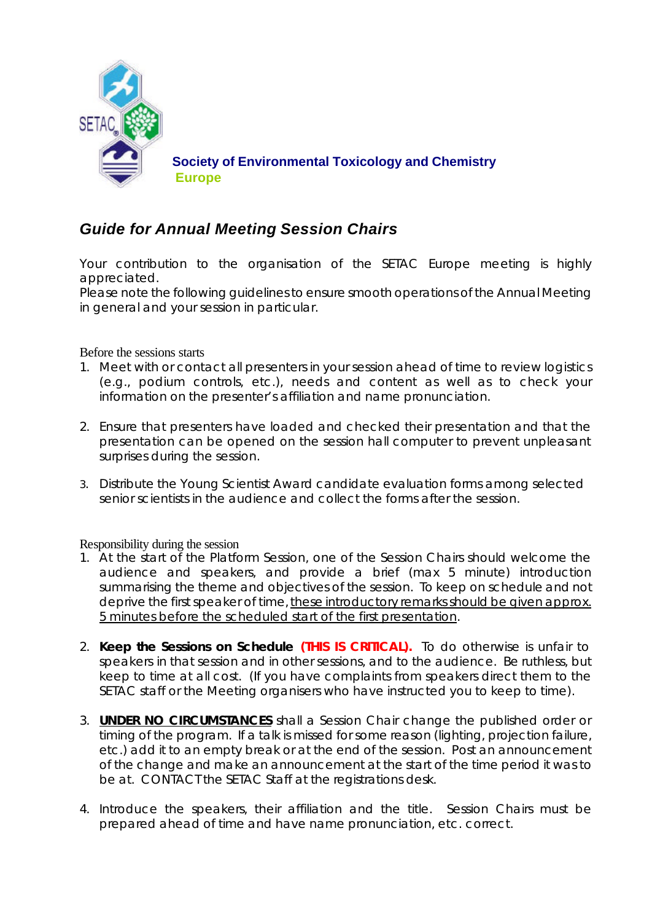SETAC

**Society of Environmental Toxicology and Chemistry**
**Europe**

## *Guide for Annual Meeting Session Chairs*

Your contribution to the organisation of the SETAC Europe meeting is highly appreciated.
Please note the following guidelines to ensure smooth operations of the Annual Meeting in general and your session in particular.

Before the sessions starts

1. Meet with or contact all presenters in your session ahead of time to review logistics (e.g., podium controls, etc.), needs and content as well as to check your information on the presenter's affiliation and name pronunciation.

2. Ensure that presenters have loaded and checked their presentation and that the presentation can be opened on the session hall computer to prevent unpleasant surprises during the session.

3. Distribute the Young Scientist Award candidate evaluation forms among selected senior scientists in the audience and collect the forms after the session.

Responsibility during the session

1. At the start of the Platform Session, one of the Session Chairs should welcome the audience and speakers, and provide a brief (max 5 minute) introduction summarising the theme and objectives of the session. To keep on schedule and not deprive the first speaker of time, <u>these introductory remarks should be given approx. 5 minutes before the scheduled start of the first presentation</u>.

2. **Keep the Sessions on Schedule** **(THIS IS CRITICAL).** To do otherwise is unfair to speakers in that session and in other sessions, and to the audience. Be ruthless, but keep to time at all cost. (If you have complaints from speakers direct them to the SETAC staff or the Meeting organisers who have instructed you to keep to time).

3. **<u>UNDER NO CIRCUMSTANCES</u>** shall a Session Chair change the published order or timing of the program. If a talk is missed for some reason (lighting, projection failure, etc.) add it to an empty break or at the end of the session. Post an announcement of the change and make an announcement at the start of the time period it was to be at. CONTACT the SETAC Staff at the registrations desk.

4. Introduce the speakers, their affiliation and the title. Session Chairs must be prepared ahead of time and have name pronunciation, etc. correct.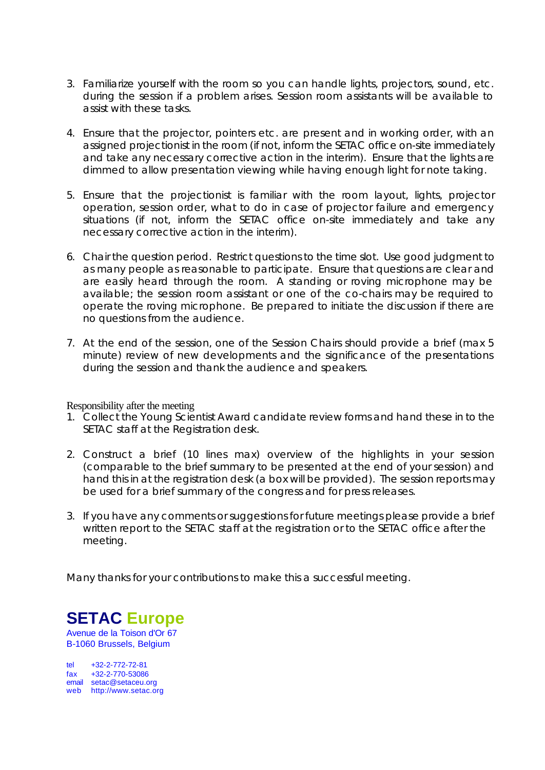3. Familiarize yourself with the room so you can handle lights, projectors, sound, etc. during the session if a problem arises. Session room assistants will be available to assist with these tasks.

4. Ensure that the projector, pointers etc. are present and in working order, with an assigned projectionist in the room (if not, inform the SETAC office on-site immediately and take any necessary corrective action in the interim). Ensure that the lights are dimmed to allow presentation viewing while having enough light for note taking.

5. Ensure that the projectionist is familiar with the room layout, lights, projector operation, session order, what to do in case of projector failure and emergency situations (if not, inform the SETAC office on-site immediately and take any necessary corrective action in the interim).

6. Chair the question period. Restrict questions to the time slot. Use good judgment to as many people as reasonable to participate. Ensure that questions are clear and are easily heard through the room. A standing or roving microphone may be available; the session room assistant or one of the co-chairs may be required to operate the roving microphone. Be prepared to initiate the discussion if there are no questions from the audience.

7. At the end of the session, one of the Session Chairs should provide a brief (max 5 minute) review of new developments and the significance of the presentations during the session and thank the audience and speakers.

Responsibility after the meeting

1. Collect the Young Scientist Award candidate review forms and hand these in to the SETAC staff at the Registration desk.

2. Construct a brief (10 lines max) overview of the highlights in your session (comparable to the brief summary to be presented at the end of your session) and hand this in at the registration desk (a box will be provided). The session reports may be used for a brief summary of the congress and for press releases.

3. If you have any comments or suggestions for future meetings please provide a brief written report to the SETAC staff at the registration or to the SETAC office after the meeting.

Many thanks for your contributions to make this a successful meeting.

**SETAC Europe**

Avenue de la Toison d'Or 67
B-1060 Brussels, Belgium

tel +32-2-772-72-81
fax +32-2-770-53086
email setac@setaceu.org
web http://www.setac.org